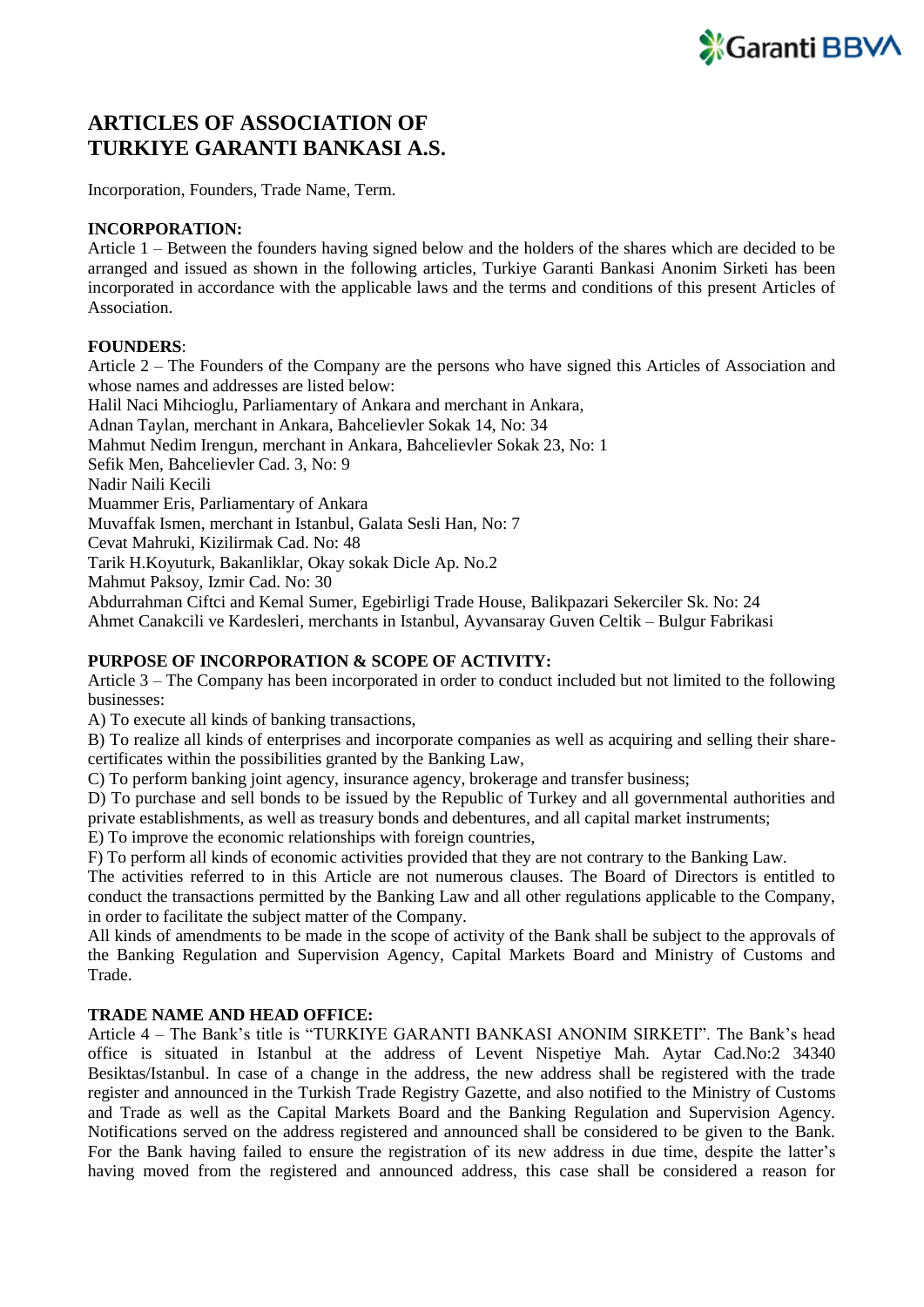# ARTICLES OF ASSOCIATION OF TURKIYE GARANTI BANKASI A.S.

Incorporation, Founders, Trade Name, Term.

**INCORPORATION:**

Article 1 – Between the founders having signed below and the holders of the shares which are decided to be arranged and issued as shown in the following articles, Turkiye Garanti Bankasi Anonim Sirketi has been incorporated in accordance with the applicable laws and the terms and conditions of this present Articles of Association.

**FOUNDERS**:

Article 2 – The Founders of the Company are the persons who have signed this Articles of Association and whose names and addresses are listed below:

Halil Naci Mihcioglu, Parliamentary of Ankara and merchant in Ankara,
Adnan Taylan, merchant in Ankara, Bahcelievler Sokak 14, No: 34
Mahmut Nedim Irengun, merchant in Ankara, Bahcelievler Sokak 23, No: 1
Sefik Men, Bahcelievler Cad. 3, No: 9
Nadir Naili Kecili
Muammer Eris, Parliamentary of Ankara
Muvaffak Ismen, merchant in Istanbul, Galata Sesli Han, No: 7
Cevat Mahruki, Kizilirmak Cad. No: 48
Tarik H.Koyuturk, Bakanliklar, Okay sokak Dicle Ap. No.2
Mahmut Paksoy, Izmir Cad. No: 30
Abdurrahman Ciftci and Kemal Sumer, Egebirligi Trade House, Balikpazari Sekerciler Sk. No: 24
Ahmet Canakcili ve Kardesleri, merchants in Istanbul, Ayvansaray Guven Celtik – Bulgur Fabrikasi

**PURPOSE OF INCORPORATION & SCOPE OF ACTIVITY:**

Article 3 – The Company has been incorporated in order to conduct included but not limited to the following businesses:

A) To execute all kinds of banking transactions,
B) To realize all kinds of enterprises and incorporate companies as well as acquiring and selling their share-certificates within the possibilities granted by the Banking Law,
C) To perform banking joint agency, insurance agency, brokerage and transfer business;
D) To purchase and sell bonds to be issued by the Republic of Turkey and all governmental authorities and private establishments, as well as treasury bonds and debentures, and all capital market instruments;
E) To improve the economic relationships with foreign countries,
F) To perform all kinds of economic activities provided that they are not contrary to the Banking Law.

The activities referred to in this Article are not numerous clauses. The Board of Directors is entitled to conduct the transactions permitted by the Banking Law and all other regulations applicable to the Company, in order to facilitate the subject matter of the Company.

All kinds of amendments to be made in the scope of activity of the Bank shall be subject to the approvals of the Banking Regulation and Supervision Agency, Capital Markets Board and Ministry of Customs and Trade.

**TRADE NAME AND HEAD OFFICE:**

Article 4 – The Bank's title is "TURKIYE GARANTI BANKASI ANONIM SIRKETI". The Bank's head office is situated in Istanbul at the address of Levent Nispetiye Mah. Aytar Cad.No:2 34340 Besiktas/Istanbul. In case of a change in the address, the new address shall be registered with the trade register and announced in the Turkish Trade Registry Gazette, and also notified to the Ministry of Customs and Trade as well as the Capital Markets Board and the Banking Regulation and Supervision Agency. Notifications served on the address registered and announced shall be considered to be given to the Bank. For the Bank having failed to ensure the registration of its new address in due time, despite the latter's having moved from the registered and announced address, this case shall be considered a reason for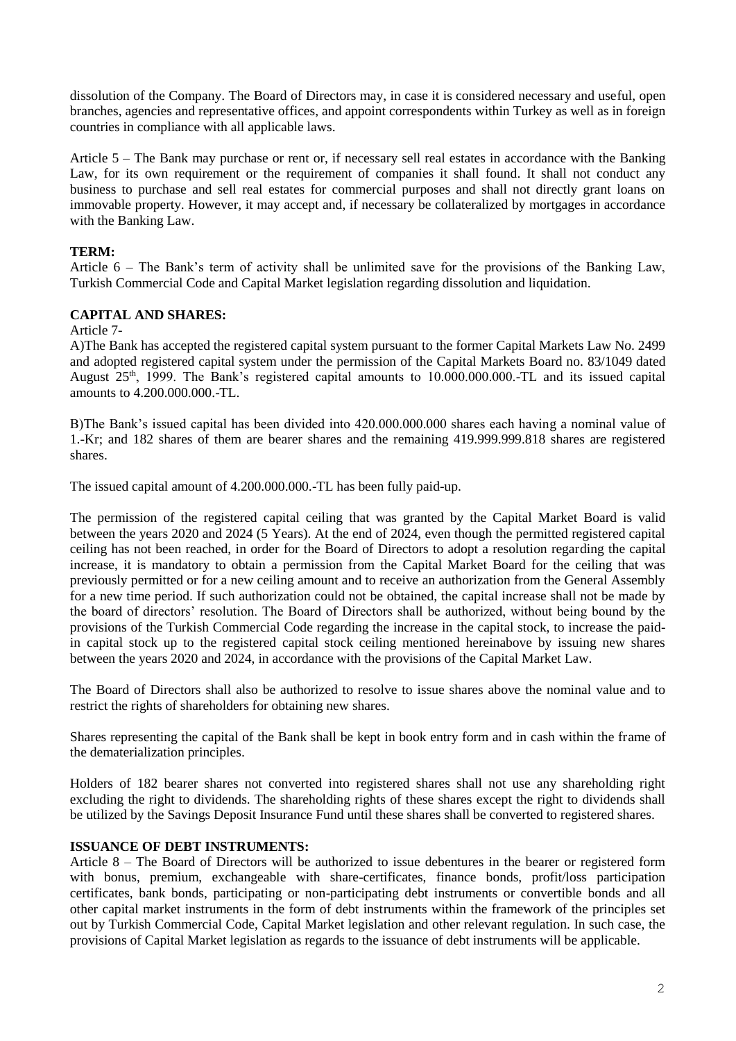dissolution of the Company. The Board of Directors may, in case it is considered necessary and useful, open branches, agencies and representative offices, and appoint correspondents within Turkey as well as in foreign countries in compliance with all applicable laws.

Article 5 – The Bank may purchase or rent or, if necessary sell real estates in accordance with the Banking Law, for its own requirement or the requirement of companies it shall found. It shall not conduct any business to purchase and sell real estates for commercial purposes and shall not directly grant loans on immovable property. However, it may accept and, if necessary be collateralized by mortgages in accordance with the Banking Law.

**TERM:**

Article 6 – The Bank's term of activity shall be unlimited save for the provisions of the Banking Law, Turkish Commercial Code and Capital Market legislation regarding dissolution and liquidation.

**CAPITAL AND SHARES:**

Article 7-

A)The Bank has accepted the registered capital system pursuant to the former Capital Markets Law No. 2499 and adopted registered capital system under the permission of the Capital Markets Board no. 83/1049 dated August 25th, 1999. The Bank's registered capital amounts to 10.000.000.000.-TL and its issued capital amounts to 4.200.000.000.-TL.

B)The Bank's issued capital has been divided into 420.000.000.000 shares each having a nominal value of 1.-Kr; and 182 shares of them are bearer shares and the remaining 419.999.999.818 shares are registered shares.

The issued capital amount of 4.200.000.000.-TL has been fully paid-up.

The permission of the registered capital ceiling that was granted by the Capital Market Board is valid between the years 2020 and 2024 (5 Years). At the end of 2024, even though the permitted registered capital ceiling has not been reached, in order for the Board of Directors to adopt a resolution regarding the capital increase, it is mandatory to obtain a permission from the Capital Market Board for the ceiling that was previously permitted or for a new ceiling amount and to receive an authorization from the General Assembly for a new time period. If such authorization could not be obtained, the capital increase shall not be made by the board of directors' resolution. The Board of Directors shall be authorized, without being bound by the provisions of the Turkish Commercial Code regarding the increase in the capital stock, to increase the paid-in capital stock up to the registered capital stock ceiling mentioned hereinabove by issuing new shares between the years 2020 and 2024, in accordance with the provisions of the Capital Market Law.

The Board of Directors shall also be authorized to resolve to issue shares above the nominal value and to restrict the rights of shareholders for obtaining new shares.

Shares representing the capital of the Bank shall be kept in book entry form and in cash within the frame of the dematerialization principles.

Holders of 182 bearer shares not converted into registered shares shall not use any shareholding right excluding the right to dividends. The shareholding rights of these shares except the right to dividends shall be utilized by the Savings Deposit Insurance Fund until these shares shall be converted to registered shares.

**ISSUANCE OF DEBT INSTRUMENTS:**

Article 8 – The Board of Directors will be authorized to issue debentures in the bearer or registered form with bonus, premium, exchangeable with share-certificates, finance bonds, profit/loss participation certificates, bank bonds, participating or non-participating debt instruments or convertible bonds and all other capital market instruments in the form of debt instruments within the framework of the principles set out by Turkish Commercial Code, Capital Market legislation and other relevant regulation. In such case, the provisions of Capital Market legislation as regards to the issuance of debt instruments will be applicable.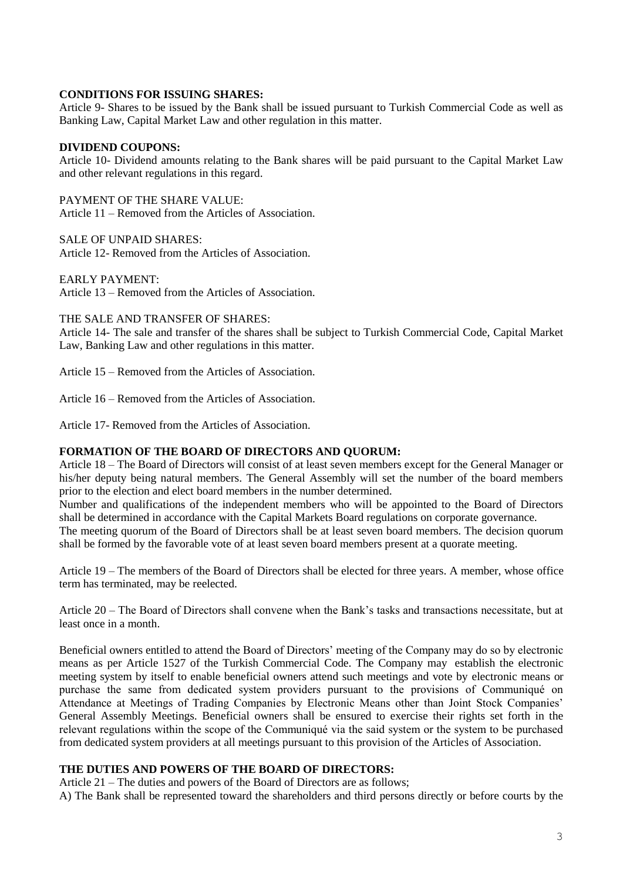**CONDITIONS FOR ISSUING SHARES:**

Article 9- Shares to be issued by the Bank shall be issued pursuant to Turkish Commercial Code as well as Banking Law, Capital Market Law and other regulation in this matter.

**DIVIDEND COUPONS:**

Article 10- Dividend amounts relating to the Bank shares will be paid pursuant to the Capital Market Law and other relevant regulations in this regard.

PAYMENT OF THE SHARE VALUE:

Article 11 – Removed from the Articles of Association.

SALE OF UNPAID SHARES:

Article 12- Removed from the Articles of Association.

EARLY PAYMENT:

Article 13 – Removed from the Articles of Association.

THE SALE AND TRANSFER OF SHARES:

Article 14- The sale and transfer of the shares shall be subject to Turkish Commercial Code, Capital Market Law, Banking Law and other regulations in this matter.

Article 15 – Removed from the Articles of Association.

Article 16 – Removed from the Articles of Association.

Article 17- Removed from the Articles of Association.

**FORMATION OF THE BOARD OF DIRECTORS AND QUORUM:**

Article 18 – The Board of Directors will consist of at least seven members except for the General Manager or his/her deputy being natural members. The General Assembly will set the number of the board members prior to the election and elect board members in the number determined.

Number and qualifications of the independent members who will be appointed to the Board of Directors shall be determined in accordance with the Capital Markets Board regulations on corporate governance.

The meeting quorum of the Board of Directors shall be at least seven board members. The decision quorum shall be formed by the favorable vote of at least seven board members present at a quorate meeting.

Article 19 – The members of the Board of Directors shall be elected for three years. A member, whose office term has terminated, may be reelected.

Article 20 – The Board of Directors shall convene when the Bank's tasks and transactions necessitate, but at least once in a month.

Beneficial owners entitled to attend the Board of Directors' meeting of the Company may do so by electronic means as per Article 1527 of the Turkish Commercial Code. The Company may establish the electronic meeting system by itself to enable beneficial owners attend such meetings and vote by electronic means or purchase the same from dedicated system providers pursuant to the provisions of Communiqué on Attendance at Meetings of Trading Companies by Electronic Means other than Joint Stock Companies' General Assembly Meetings. Beneficial owners shall be ensured to exercise their rights set forth in the relevant regulations within the scope of the Communiqué via the said system or the system to be purchased from dedicated system providers at all meetings pursuant to this provision of the Articles of Association.

**THE DUTIES AND POWERS OF THE BOARD OF DIRECTORS:**

Article 21 – The duties and powers of the Board of Directors are as follows;

A) The Bank shall be represented toward the shareholders and third persons directly or before courts by the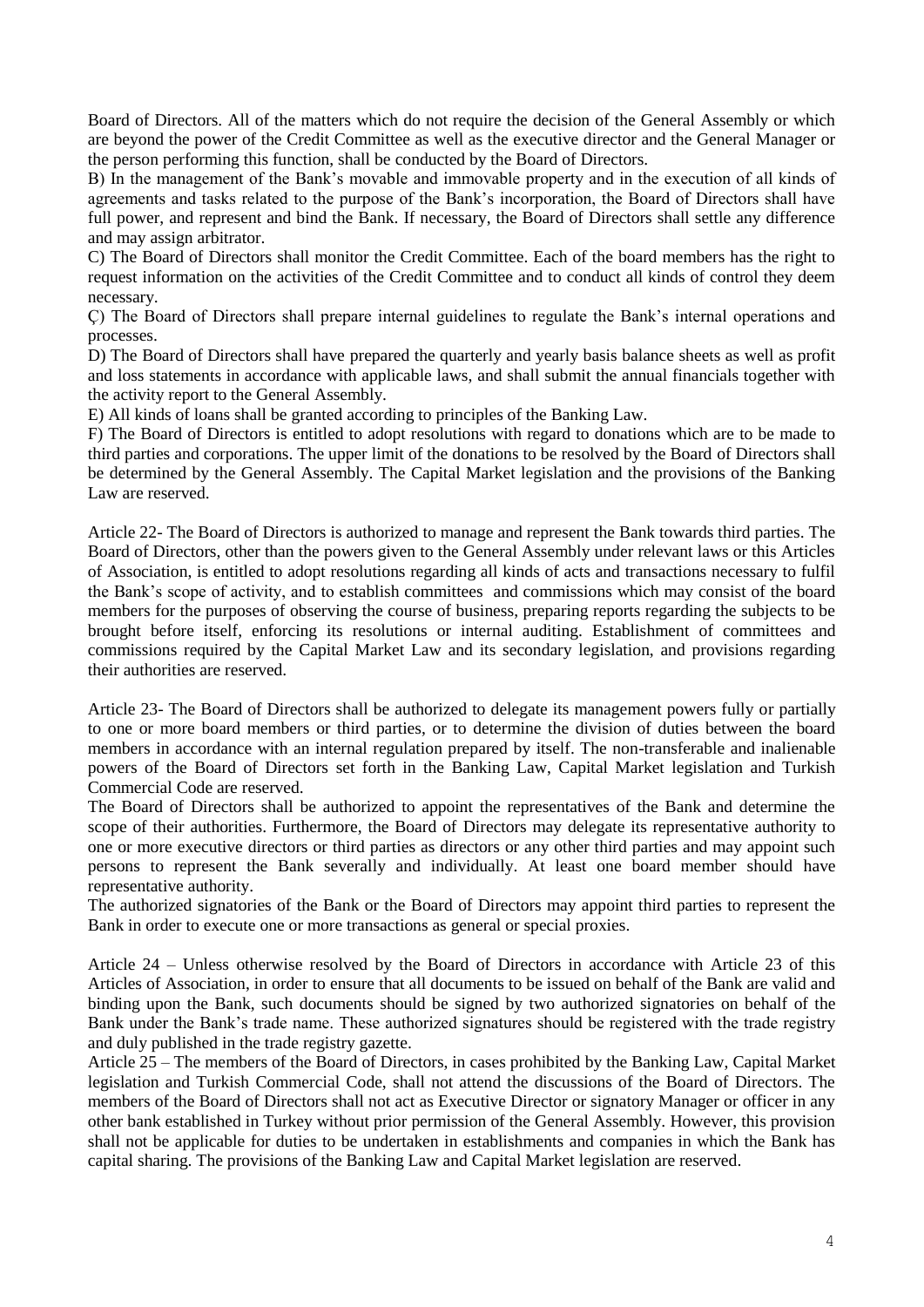Board of Directors. All of the matters which do not require the decision of the General Assembly or which are beyond the power of the Credit Committee as well as the executive director and the General Manager or the person performing this function, shall be conducted by the Board of Directors.

B) In the management of the Bank's movable and immovable property and in the execution of all kinds of agreements and tasks related to the purpose of the Bank's incorporation, the Board of Directors shall have full power, and represent and bind the Bank. If necessary, the Board of Directors shall settle any difference and may assign arbitrator.

C) The Board of Directors shall monitor the Credit Committee. Each of the board members has the right to request information on the activities of the Credit Committee and to conduct all kinds of control they deem necessary.

Ç) The Board of Directors shall prepare internal guidelines to regulate the Bank's internal operations and processes.

D) The Board of Directors shall have prepared the quarterly and yearly basis balance sheets as well as profit and loss statements in accordance with applicable laws, and shall submit the annual financials together with the activity report to the General Assembly.

E) All kinds of loans shall be granted according to principles of the Banking Law.

F) The Board of Directors is entitled to adopt resolutions with regard to donations which are to be made to third parties and corporations. The upper limit of the donations to be resolved by the Board of Directors shall be determined by the General Assembly. The Capital Market legislation and the provisions of the Banking Law are reserved.

Article 22- The Board of Directors is authorized to manage and represent the Bank towards third parties. The Board of Directors, other than the powers given to the General Assembly under relevant laws or this Articles of Association, is entitled to adopt resolutions regarding all kinds of acts and transactions necessary to fulfil the Bank's scope of activity, and to establish committees and commissions which may consist of the board members for the purposes of observing the course of business, preparing reports regarding the subjects to be brought before itself, enforcing its resolutions or internal auditing. Establishment of committees and commissions required by the Capital Market Law and its secondary legislation, and provisions regarding their authorities are reserved.

Article 23- The Board of Directors shall be authorized to delegate its management powers fully or partially to one or more board members or third parties, or to determine the division of duties between the board members in accordance with an internal regulation prepared by itself. The non-transferable and inalienable powers of the Board of Directors set forth in the Banking Law, Capital Market legislation and Turkish Commercial Code are reserved.

The Board of Directors shall be authorized to appoint the representatives of the Bank and determine the scope of their authorities. Furthermore, the Board of Directors may delegate its representative authority to one or more executive directors or third parties as directors or any other third parties and may appoint such persons to represent the Bank severally and individually. At least one board member should have representative authority.

The authorized signatories of the Bank or the Board of Directors may appoint third parties to represent the Bank in order to execute one or more transactions as general or special proxies.

Article 24 – Unless otherwise resolved by the Board of Directors in accordance with Article 23 of this Articles of Association, in order to ensure that all documents to be issued on behalf of the Bank are valid and binding upon the Bank, such documents should be signed by two authorized signatories on behalf of the Bank under the Bank's trade name. These authorized signatures should be registered with the trade registry and duly published in the trade registry gazette.

Article 25 – The members of the Board of Directors, in cases prohibited by the Banking Law, Capital Market legislation and Turkish Commercial Code, shall not attend the discussions of the Board of Directors. The members of the Board of Directors shall not act as Executive Director or signatory Manager or officer in any other bank established in Turkey without prior permission of the General Assembly. However, this provision shall not be applicable for duties to be undertaken in establishments and companies in which the Bank has capital sharing. The provisions of the Banking Law and Capital Market legislation are reserved.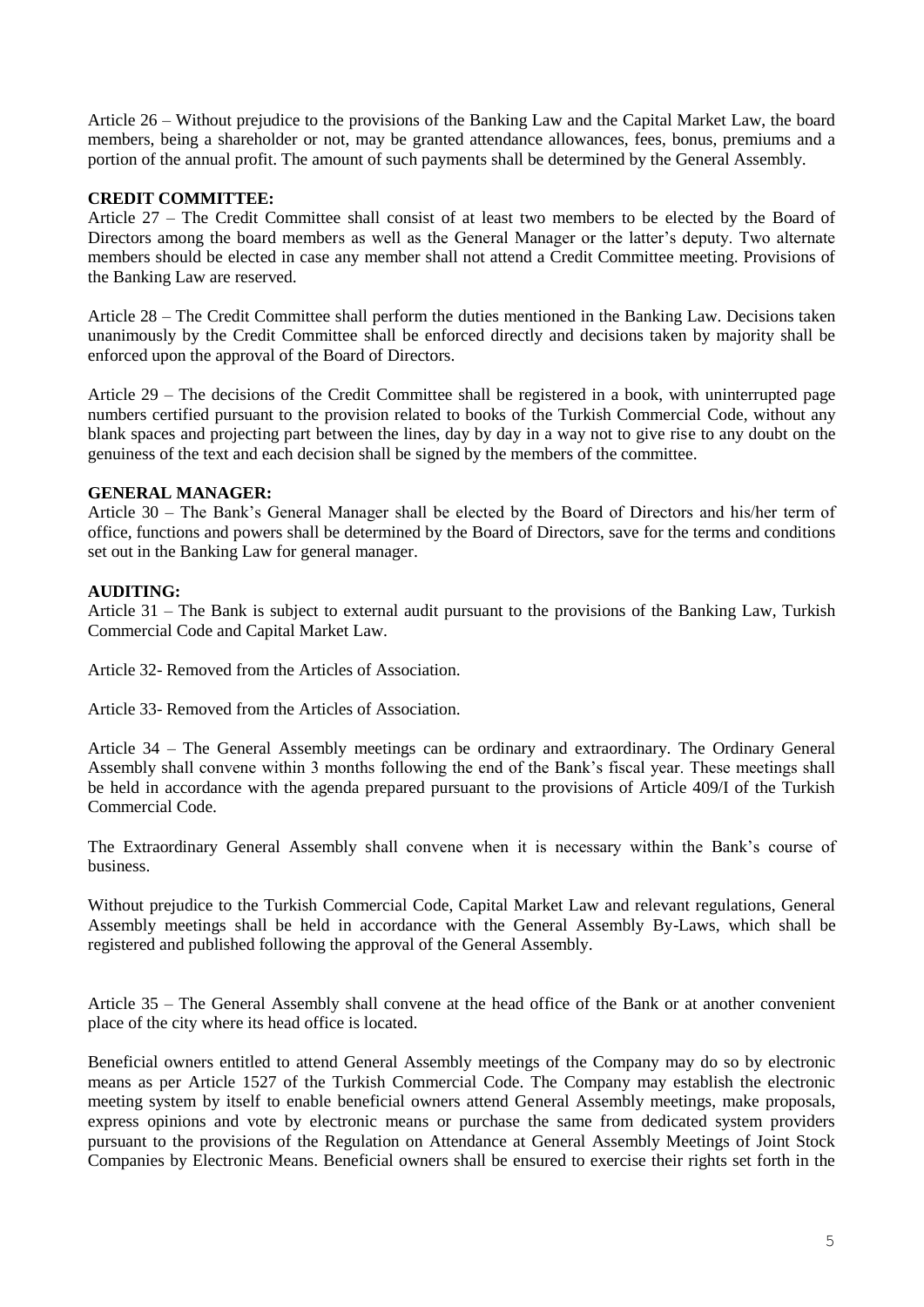Article 26 – Without prejudice to the provisions of the Banking Law and the Capital Market Law, the board members, being a shareholder or not, may be granted attendance allowances, fees, bonus, premiums and a portion of the annual profit. The amount of such payments shall be determined by the General Assembly.

**CREDIT COMMITTEE:**

Article 27 – The Credit Committee shall consist of at least two members to be elected by the Board of Directors among the board members as well as the General Manager or the latter's deputy. Two alternate members should be elected in case any member shall not attend a Credit Committee meeting. Provisions of the Banking Law are reserved.

Article 28 – The Credit Committee shall perform the duties mentioned in the Banking Law. Decisions taken unanimously by the Credit Committee shall be enforced directly and decisions taken by majority shall be enforced upon the approval of the Board of Directors.

Article 29 – The decisions of the Credit Committee shall be registered in a book, with uninterrupted page numbers certified pursuant to the provision related to books of the Turkish Commercial Code, without any blank spaces and projecting part between the lines, day by day in a way not to give rise to any doubt on the genuiness of the text and each decision shall be signed by the members of the committee.

**GENERAL MANAGER:**

Article 30 – The Bank's General Manager shall be elected by the Board of Directors and his/her term of office, functions and powers shall be determined by the Board of Directors, save for the terms and conditions set out in the Banking Law for general manager.

**AUDITING:**

Article 31 – The Bank is subject to external audit pursuant to the provisions of the Banking Law, Turkish Commercial Code and Capital Market Law.

Article 32- Removed from the Articles of Association.

Article 33- Removed from the Articles of Association.

Article 34 – The General Assembly meetings can be ordinary and extraordinary. The Ordinary General Assembly shall convene within 3 months following the end of the Bank's fiscal year. These meetings shall be held in accordance with the agenda prepared pursuant to the provisions of Article 409/I of the Turkish Commercial Code.

The Extraordinary General Assembly shall convene when it is necessary within the Bank's course of business.

Without prejudice to the Turkish Commercial Code, Capital Market Law and relevant regulations, General Assembly meetings shall be held in accordance with the General Assembly By-Laws, which shall be registered and published following the approval of the General Assembly.

Article 35 – The General Assembly shall convene at the head office of the Bank or at another convenient place of the city where its head office is located.

Beneficial owners entitled to attend General Assembly meetings of the Company may do so by electronic means as per Article 1527 of the Turkish Commercial Code. The Company may establish the electronic meeting system by itself to enable beneficial owners attend General Assembly meetings, make proposals, express opinions and vote by electronic means or purchase the same from dedicated system providers pursuant to the provisions of the Regulation on Attendance at General Assembly Meetings of Joint Stock Companies by Electronic Means. Beneficial owners shall be ensured to exercise their rights set forth in the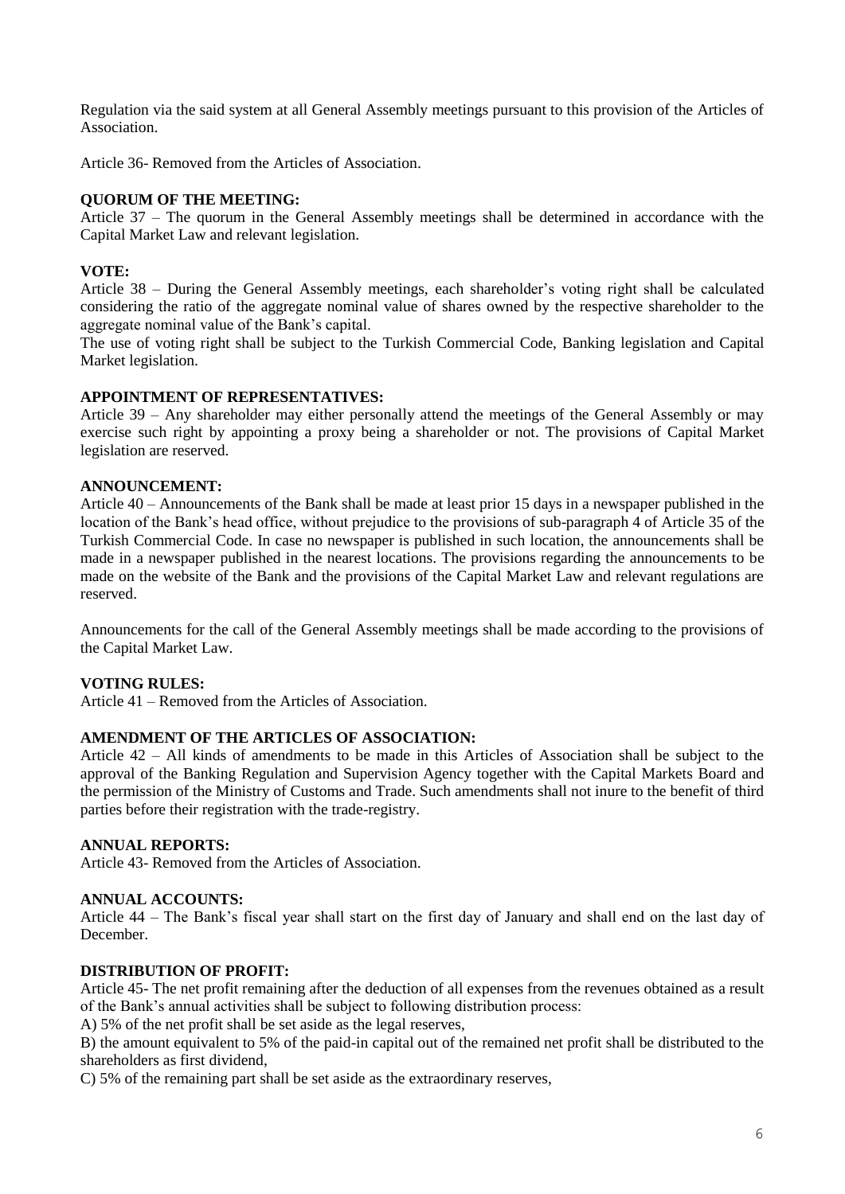Regulation via the said system at all General Assembly meetings pursuant to this provision of the Articles of Association.

Article 36- Removed from the Articles of Association.

**QUORUM OF THE MEETING:**

Article 37 – The quorum in the General Assembly meetings shall be determined in accordance with the Capital Market Law and relevant legislation.

**VOTE:**

Article 38 – During the General Assembly meetings, each shareholder's voting right shall be calculated considering the ratio of the aggregate nominal value of shares owned by the respective shareholder to the aggregate nominal value of the Bank's capital.

The use of voting right shall be subject to the Turkish Commercial Code, Banking legislation and Capital Market legislation.

**APPOINTMENT OF REPRESENTATIVES:**

Article 39 – Any shareholder may either personally attend the meetings of the General Assembly or may exercise such right by appointing a proxy being a shareholder or not. The provisions of Capital Market legislation are reserved.

**ANNOUNCEMENT:**

Article 40 – Announcements of the Bank shall be made at least prior 15 days in a newspaper published in the location of the Bank's head office, without prejudice to the provisions of sub-paragraph 4 of Article 35 of the Turkish Commercial Code. In case no newspaper is published in such location, the announcements shall be made in a newspaper published in the nearest locations. The provisions regarding the announcements to be made on the website of the Bank and the provisions of the Capital Market Law and relevant regulations are reserved.

Announcements for the call of the General Assembly meetings shall be made according to the provisions of the Capital Market Law.

**VOTING RULES:**

Article 41 – Removed from the Articles of Association.

**AMENDMENT OF THE ARTICLES OF ASSOCIATION:**

Article 42 – All kinds of amendments to be made in this Articles of Association shall be subject to the approval of the Banking Regulation and Supervision Agency together with the Capital Markets Board and the permission of the Ministry of Customs and Trade. Such amendments shall not inure to the benefit of third parties before their registration with the trade-registry.

**ANNUAL REPORTS:**

Article 43- Removed from the Articles of Association.

**ANNUAL ACCOUNTS:**

Article 44 – The Bank's fiscal year shall start on the first day of January and shall end on the last day of December.

**DISTRIBUTION OF PROFIT:**

Article 45- The net profit remaining after the deduction of all expenses from the revenues obtained as a result of the Bank's annual activities shall be subject to following distribution process:

A) 5% of the net profit shall be set aside as the legal reserves,

B) the amount equivalent to 5% of the paid-in capital out of the remained net profit shall be distributed to the shareholders as first dividend,

C) 5% of the remaining part shall be set aside as the extraordinary reserves,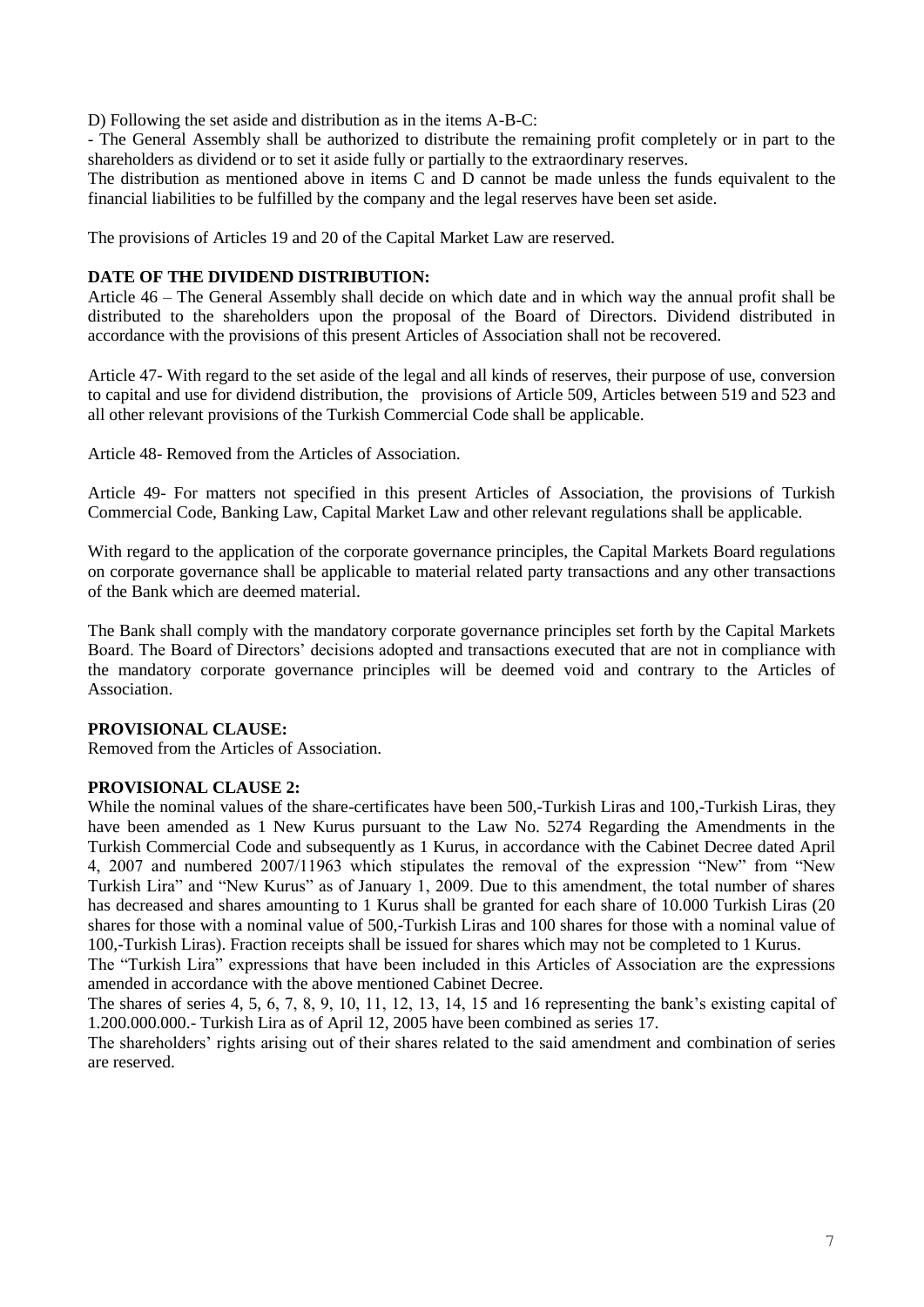D) Following the set aside and distribution as in the items A-B-C:

- The General Assembly shall be authorized to distribute the remaining profit completely or in part to the shareholders as dividend or to set it aside fully or partially to the extraordinary reserves.

The distribution as mentioned above in items C and D cannot be made unless the funds equivalent to the financial liabilities to be fulfilled by the company and the legal reserves have been set aside.

The provisions of Articles 19 and 20 of the Capital Market Law are reserved.

**DATE OF THE DIVIDEND DISTRIBUTION:**

Article 46 – The General Assembly shall decide on which date and in which way the annual profit shall be distributed to the shareholders upon the proposal of the Board of Directors. Dividend distributed in accordance with the provisions of this present Articles of Association shall not be recovered.

Article 47- With regard to the set aside of the legal and all kinds of reserves, their purpose of use, conversion to capital and use for dividend distribution, the provisions of Article 509, Articles between 519 and 523 and all other relevant provisions of the Turkish Commercial Code shall be applicable.

Article 48- Removed from the Articles of Association.

Article 49- For matters not specified in this present Articles of Association, the provisions of Turkish Commercial Code, Banking Law, Capital Market Law and other relevant regulations shall be applicable.

With regard to the application of the corporate governance principles, the Capital Markets Board regulations on corporate governance shall be applicable to material related party transactions and any other transactions of the Bank which are deemed material.

The Bank shall comply with the mandatory corporate governance principles set forth by the Capital Markets Board. The Board of Directors' decisions adopted and transactions executed that are not in compliance with the mandatory corporate governance principles will be deemed void and contrary to the Articles of Association.

**PROVISIONAL CLAUSE:**

Removed from the Articles of Association.

**PROVISIONAL CLAUSE 2:**

While the nominal values of the share-certificates have been 500,-Turkish Liras and 100,-Turkish Liras, they have been amended as 1 New Kurus pursuant to the Law No. 5274 Regarding the Amendments in the Turkish Commercial Code and subsequently as 1 Kurus, in accordance with the Cabinet Decree dated April 4, 2007 and numbered 2007/11963 which stipulates the removal of the expression "New" from "New Turkish Lira" and "New Kurus" as of January 1, 2009. Due to this amendment, the total number of shares has decreased and shares amounting to 1 Kurus shall be granted for each share of 10.000 Turkish Liras (20 shares for those with a nominal value of 500,-Turkish Liras and 100 shares for those with a nominal value of 100,-Turkish Liras). Fraction receipts shall be issued for shares which may not be completed to 1 Kurus.

The "Turkish Lira" expressions that have been included in this Articles of Association are the expressions amended in accordance with the above mentioned Cabinet Decree.

The shares of series 4, 5, 6, 7, 8, 9, 10, 11, 12, 13, 14, 15 and 16 representing the bank's existing capital of 1.200.000.000.- Turkish Lira as of April 12, 2005 have been combined as series 17.

The shareholders' rights arising out of their shares related to the said amendment and combination of series are reserved.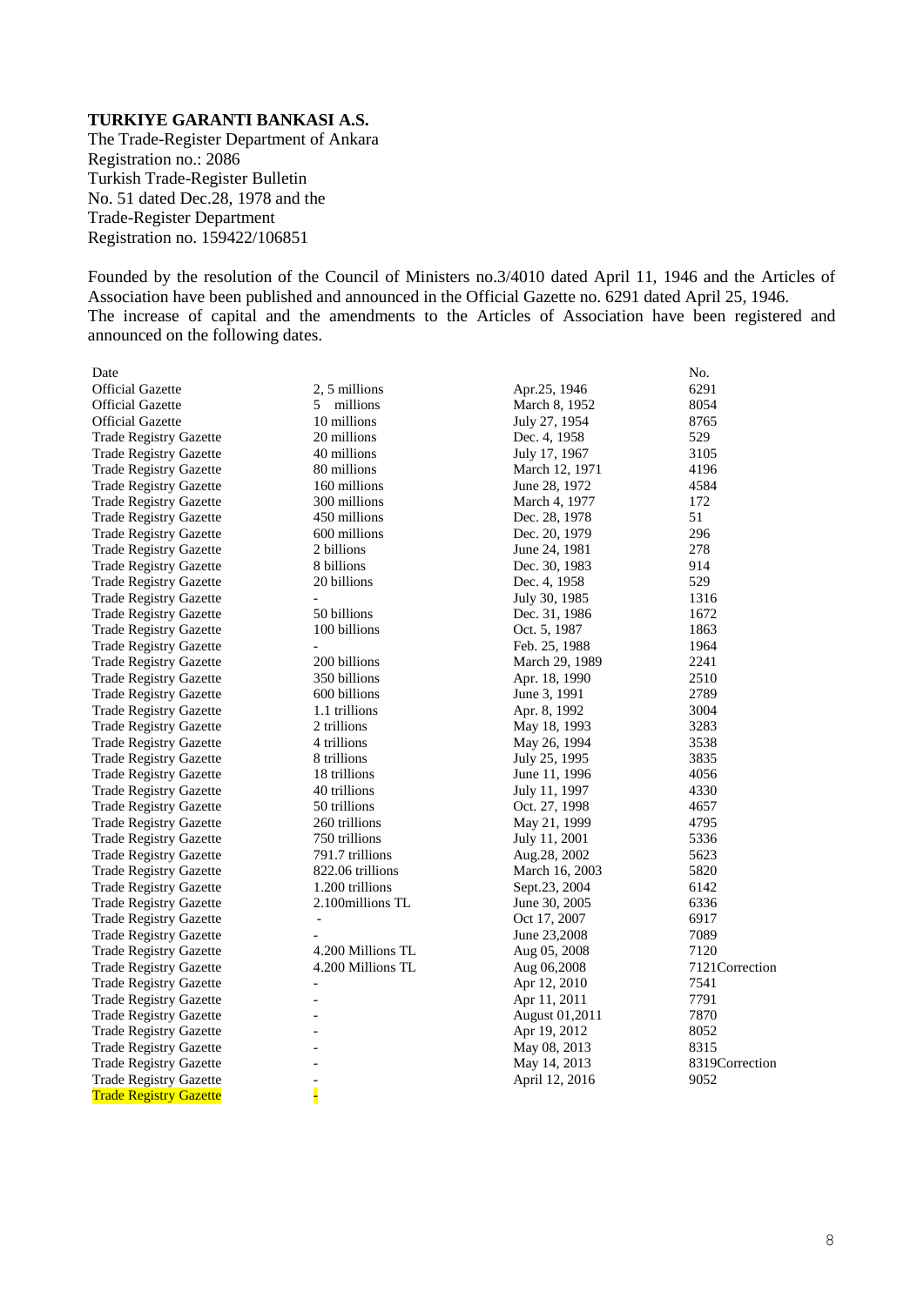**TURKIYE GARANTI BANKASI A.S.**
The Trade-Register Department of Ankara
Registration no.: 2086
Turkish Trade-Register Bulletin
No. 51 dated Dec.28, 1978 and the
Trade-Register Department
Registration no. 159422/106851

Founded by the resolution of the Council of Ministers no.3/4010 dated April 11, 1946 and the Articles of Association have been published and announced in the Official Gazette no. 6291 dated April 25, 1946.
The increase of capital and the amendments to the Articles of Association have been registered and announced on the following dates.

| Date | | | No. |
|---|---|---|---|
| Official Gazette | 2, 5 millions | Apr.25, 1946 | 6291 |
| Official Gazette | 5 millions | March 8, 1952 | 8054 |
| Official Gazette | 10 millions | July 27, 1954 | 8765 |
| Trade Registry Gazette | 20 millions | Dec. 4, 1958 | 529 |
| Trade Registry Gazette | 40 millions | July 17, 1967 | 3105 |
| Trade Registry Gazette | 80 millions | March 12, 1971 | 4196 |
| Trade Registry Gazette | 160 millions | June 28, 1972 | 4584 |
| Trade Registry Gazette | 300 millions | March 4, 1977 | 172 |
| Trade Registry Gazette | 450 millions | Dec. 28, 1978 | 51 |
| Trade Registry Gazette | 600 millions | Dec. 20, 1979 | 296 |
| Trade Registry Gazette | 2 billions | June 24, 1981 | 278 |
| Trade Registry Gazette | 8 billions | Dec. 30, 1983 | 914 |
| Trade Registry Gazette | 20 billions | Dec. 4, 1958 | 529 |
| Trade Registry Gazette | - | July 30, 1985 | 1316 |
| Trade Registry Gazette | 50 billions | Dec. 31, 1986 | 1672 |
| Trade Registry Gazette | 100 billions | Oct. 5, 1987 | 1863 |
| Trade Registry Gazette | - | Feb. 25, 1988 | 1964 |
| Trade Registry Gazette | 200 billions | March 29, 1989 | 2241 |
| Trade Registry Gazette | 350 billions | Apr. 18, 1990 | 2510 |
| Trade Registry Gazette | 600 billions | June 3, 1991 | 2789 |
| Trade Registry Gazette | 1.1 trillions | Apr. 8, 1992 | 3004 |
| Trade Registry Gazette | 2 trillions | May 18, 1993 | 3283 |
| Trade Registry Gazette | 4 trillions | May 26, 1994 | 3538 |
| Trade Registry Gazette | 8 trillions | July 25, 1995 | 3835 |
| Trade Registry Gazette | 18 trillions | June 11, 1996 | 4056 |
| Trade Registry Gazette | 40 trillions | July 11, 1997 | 4330 |
| Trade Registry Gazette | 50 trillions | Oct. 27, 1998 | 4657 |
| Trade Registry Gazette | 260 trillions | May 21, 1999 | 4795 |
| Trade Registry Gazette | 750 trillions | July 11, 2001 | 5336 |
| Trade Registry Gazette | 791.7 trillions | Aug.28, 2002 | 5623 |
| Trade Registry Gazette | 822.06 trillions | March 16, 2003 | 5820 |
| Trade Registry Gazette | 1.200 trillions | Sept.23, 2004 | 6142 |
| Trade Registry Gazette | 2.100millions TL | June 30, 2005 | 6336 |
| Trade Registry Gazette | - | Oct 17, 2007 | 6917 |
| Trade Registry Gazette | - | June 23,2008 | 7089 |
| Trade Registry Gazette | 4.200 Millions TL | Aug 05, 2008 | 7120 |
| Trade Registry Gazette | 4.200 Millions TL | Aug 06,2008 | 7121Correction |
| Trade Registry Gazette | - | Apr 12, 2010 | 7541 |
| Trade Registry Gazette | - | Apr 11, 2011 | 7791 |
| Trade Registry Gazette | - | August 01,2011 | 7870 |
| Trade Registry Gazette | - | Apr 19, 2012 | 8052 |
| Trade Registry Gazette | - | May 08, 2013 | 8315 |
| Trade Registry Gazette | - | May 14, 2013 | 8319Correction |
| Trade Registry Gazette | - | April 12, 2016 | 9052 |
| Trade Registry Gazette | - | | |